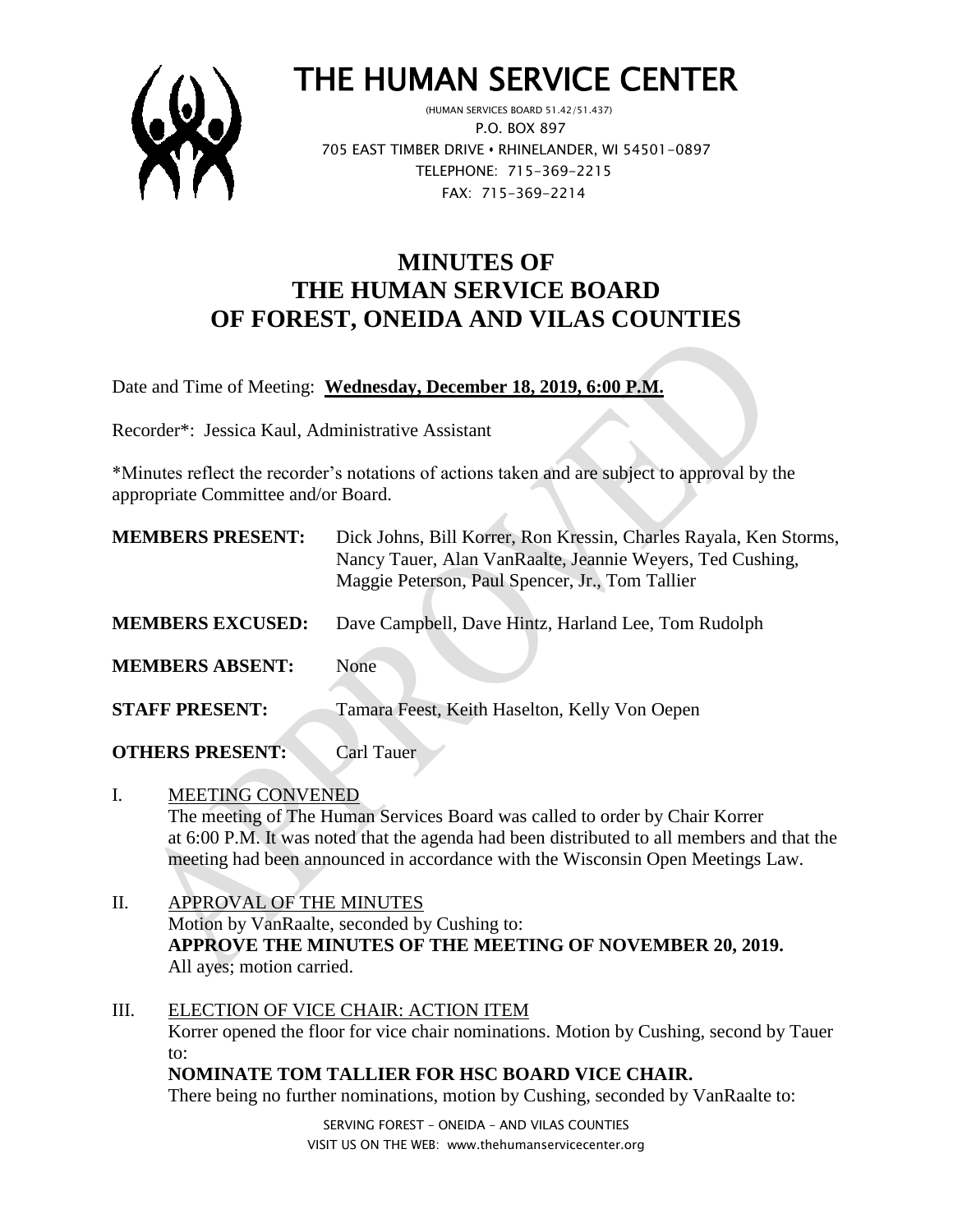# THE HUMAN SERVICE CENTER

(HUMAN SERVICES BOARD 51.42/51.437)
P.O. BOX 897
705 EAST TIMBER DRIVE • RHINELANDER, WI 54501-0897
TELEPHONE: 715-369-2215
FAX: 715-369-2214

## MINUTES OF THE HUMAN SERVICE BOARD OF FOREST, ONEIDA AND VILAS COUNTIES

Date and Time of Meeting: **Wednesday, December 18, 2019, 6:00 P.M.**

Recorder*: Jessica Kaul, Administrative Assistant

*Minutes reflect the recorder's notations of actions taken and are subject to approval by the appropriate Committee and/or Board.

**MEMBERS PRESENT:** Dick Johns, Bill Korrer, Ron Kressin, Charles Rayala, Ken Storms, Nancy Tauer, Alan VanRaalte, Jeannie Weyers, Ted Cushing, Maggie Peterson, Paul Spencer, Jr., Tom Tallier

**MEMBERS EXCUSED:** Dave Campbell, Dave Hintz, Harland Lee, Tom Rudolph

**MEMBERS ABSENT:** None

**STAFF PRESENT:** Tamara Feest, Keith Haselton, Kelly Von Oepen

**OTHERS PRESENT:** Carl Tauer

I. MEETING CONVENED
The meeting of The Human Services Board was called to order by Chair Korrer at 6:00 P.M. It was noted that the agenda had been distributed to all members and that the meeting had been announced in accordance with the Wisconsin Open Meetings Law.

II. APPROVAL OF THE MINUTES
Motion by VanRaalte, seconded by Cushing to:
**APPROVE THE MINUTES OF THE MEETING OF NOVEMBER 20, 2019.**
All ayes; motion carried.

III. ELECTION OF VICE CHAIR: ACTION ITEM
Korrer opened the floor for vice chair nominations. Motion by Cushing, second by Tauer to:
**NOMINATE TOM TALLIER FOR HSC BOARD VICE CHAIR.**
There being no further nominations, motion by Cushing, seconded by VanRaalte to:

SERVING FOREST – ONEIDA – AND VILAS COUNTIES
VISIT US ON THE WEB: www.thehumanservicecenter.org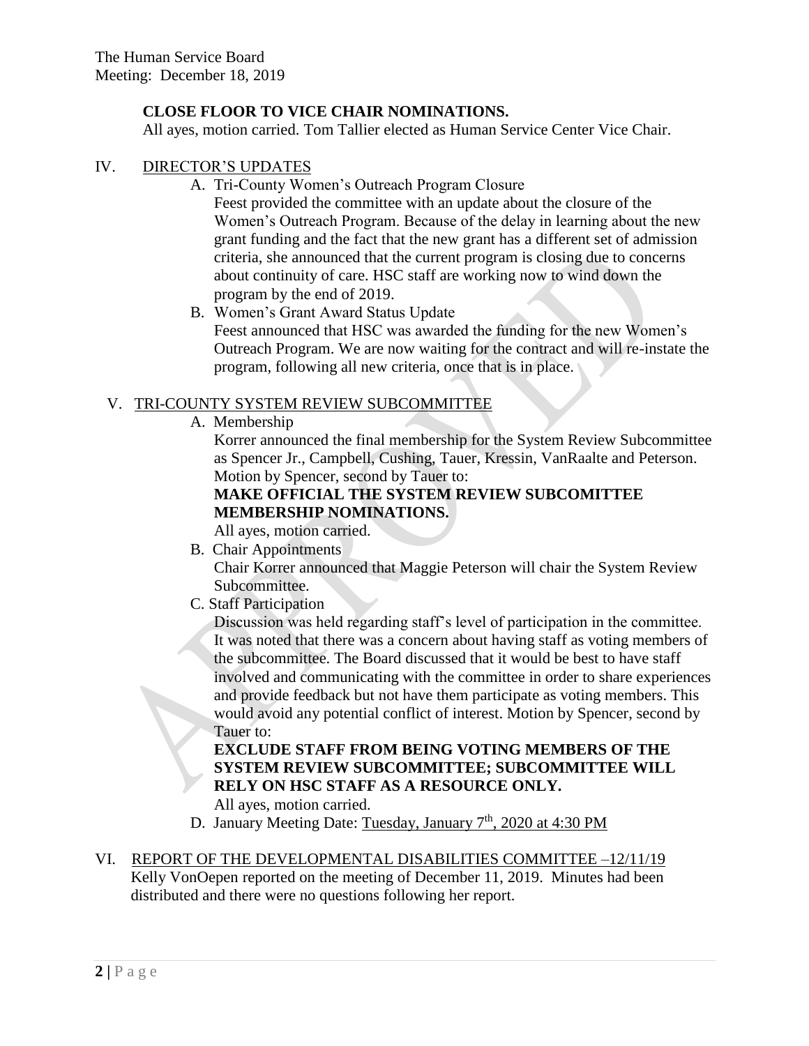**CLOSE FLOOR TO VICE CHAIR NOMINATIONS.**

All ayes, motion carried. Tom Tallier elected as Human Service Center Vice Chair.

## IV. DIRECTOR'S UPDATES

A. Tri-County Women's Outreach Program Closure

Feest provided the committee with an update about the closure of the Women's Outreach Program. Because of the delay in learning about the new grant funding and the fact that the new grant has a different set of admission criteria, she announced that the current program is closing due to concerns about continuity of care. HSC staff are working now to wind down the program by the end of 2019.

B. Women's Grant Award Status Update

Feest announced that HSC was awarded the funding for the new Women's Outreach Program. We are now waiting for the contract and will re-instate the program, following all new criteria, once that is in place.

## V. TRI-COUNTY SYSTEM REVIEW SUBCOMMITTEE

A. Membership

Korrer announced the final membership for the System Review Subcommittee as Spencer Jr., Campbell, Cushing, Tauer, Kressin, VanRaalte and Peterson. Motion by Spencer, second by Tauer to:

**MAKE OFFICIAL THE SYSTEM REVIEW SUBCOMITTEE MEMBERSHIP NOMINATIONS.**

All ayes, motion carried.

B. Chair Appointments

Chair Korrer announced that Maggie Peterson will chair the System Review Subcommittee.

C. Staff Participation

Discussion was held regarding staff's level of participation in the committee. It was noted that there was a concern about having staff as voting members of the subcommittee. The Board discussed that it would be best to have staff involved and communicating with the committee in order to share experiences and provide feedback but not have them participate as voting members. This would avoid any potential conflict of interest. Motion by Spencer, second by Tauer to:

**EXCLUDE STAFF FROM BEING VOTING MEMBERS OF THE SYSTEM REVIEW SUBCOMMITTEE; SUBCOMMITTEE WILL RELY ON HSC STAFF AS A RESOURCE ONLY.**

All ayes, motion carried.

D. January Meeting Date: Tuesday, January 7th, 2020 at 4:30 PM

## VI. REPORT OF THE DEVELOPMENTAL DISABILITIES COMMITTEE –12/11/19

Kelly VonOepen reported on the meeting of December 11, 2019. Minutes had been distributed and there were no questions following her report.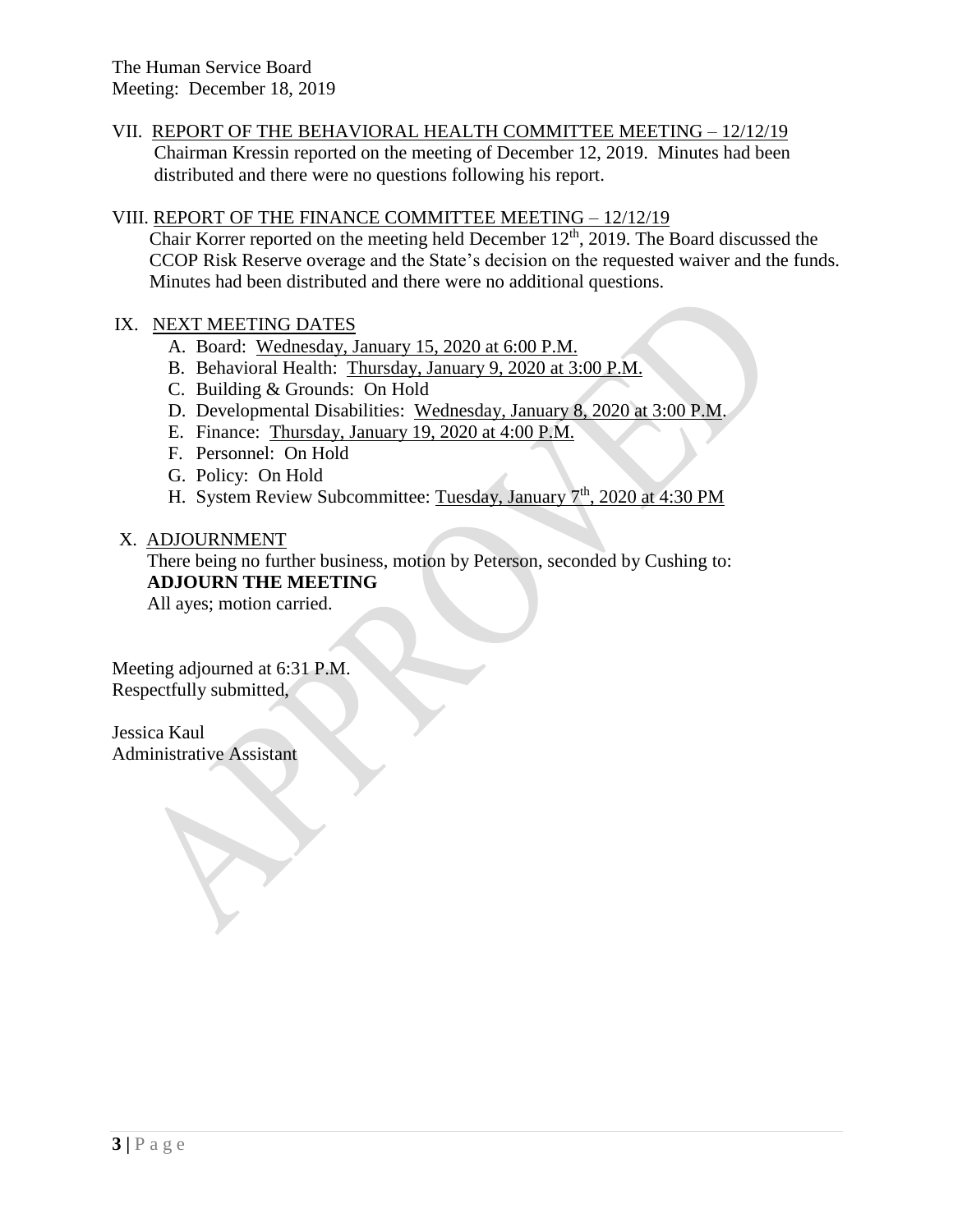VII. REPORT OF THE BEHAVIORAL HEALTH COMMITTEE MEETING – 12/12/19

Chairman Kressin reported on the meeting of December 12, 2019. Minutes had been distributed and there were no questions following his report.

VIII. REPORT OF THE FINANCE COMMITTEE MEETING – 12/12/19

Chair Korrer reported on the meeting held December 12th, 2019. The Board discussed the CCOP Risk Reserve overage and the State's decision on the requested waiver and the funds. Minutes had been distributed and there were no additional questions.

IX. NEXT MEETING DATES

A. Board: Wednesday, January 15, 2020 at 6:00 P.M.
B. Behavioral Health: Thursday, January 9, 2020 at 3:00 P.M.
C. Building & Grounds: On Hold
D. Developmental Disabilities: Wednesday, January 8, 2020 at 3:00 P.M.
E. Finance: Thursday, January 19, 2020 at 4:00 P.M.
F. Personnel: On Hold
G. Policy: On Hold
H. System Review Subcommittee: Tuesday, January 7th, 2020 at 4:30 PM

X. ADJOURNMENT

There being no further business, motion by Peterson, seconded by Cushing to:
**ADJOURN THE MEETING**
All ayes; motion carried.

Meeting adjourned at 6:31 P.M.
Respectfully submitted,

Jessica Kaul
Administrative Assistant

APPROVED